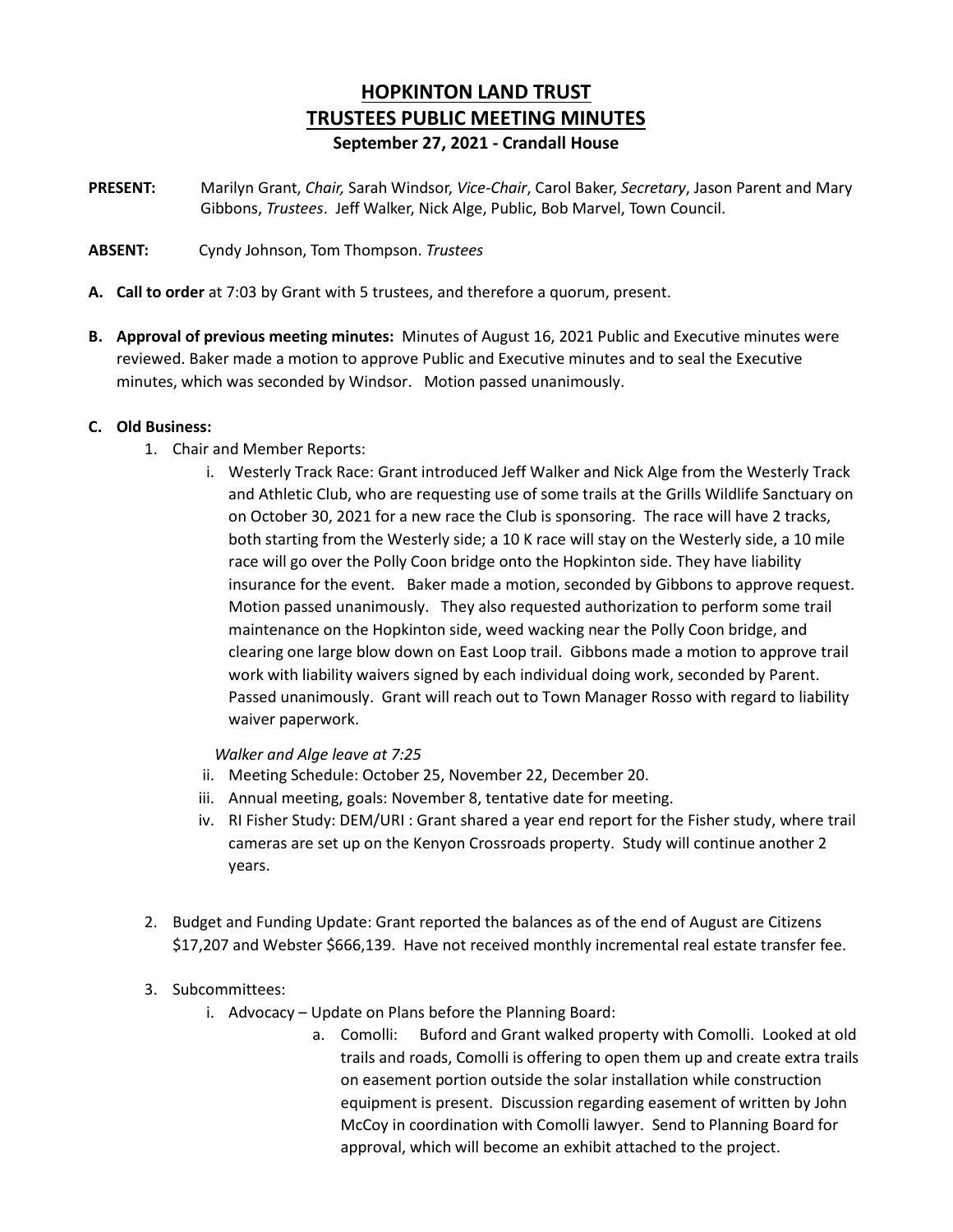# HOPKINTON LAND TRUST
# TRUSTEES PUBLIC MEETING MINUTES
### September 27, 2021 - Crandall House

**PRESENT:** Marilyn Grant, *Chair,* Sarah Windsor, *Vice-Chair*, Carol Baker, *Secretary*, Jason Parent and Mary Gibbons, *Trustees*. Jeff Walker, Nick Alge, Public, Bob Marvel, Town Council.

**ABSENT:** Cyndy Johnson, Tom Thompson. *Trustees*

**A. Call to order** at 7:03 by Grant with 5 trustees, and therefore a quorum, present.

**B. Approval of previous meeting minutes:** Minutes of August 16, 2021 Public and Executive minutes were reviewed. Baker made a motion to approve Public and Executive minutes and to seal the Executive minutes, which was seconded by Windsor. Motion passed unanimously.

**C. Old Business:**

1. Chair and Member Reports:
   i. Westerly Track Race: Grant introduced Jeff Walker and Nick Alge from the Westerly Track and Athletic Club, who are requesting use of some trails at the Grills Wildlife Sanctuary on on October 30, 2021 for a new race the Club is sponsoring. The race will have 2 tracks, both starting from the Westerly side; a 10 K race will stay on the Westerly side, a 10 mile race will go over the Polly Coon bridge onto the Hopkinton side. They have liability insurance for the event. Baker made a motion, seconded by Gibbons to approve request. Motion passed unanimously. They also requested authorization to perform some trail maintenance on the Hopkinton side, weed wacking near the Polly Coon bridge, and clearing one large blow down on East Loop trail. Gibbons made a motion to approve trail work with liability waivers signed by each individual doing work, seconded by Parent. Passed unanimously. Grant will reach out to Town Manager Rosso with regard to liability waiver paperwork.

      *Walker and Alge leave at 7:25*

   ii. Meeting Schedule: October 25, November 22, December 20.
   iii. Annual meeting, goals: November 8, tentative date for meeting.
   iv. RI Fisher Study: DEM/URI : Grant shared a year end report for the Fisher study, where trail cameras are set up on the Kenyon Crossroads property. Study will continue another 2 years.

2. Budget and Funding Update: Grant reported the balances as of the end of August are Citizens $17,207 and Webster $666,139. Have not received monthly incremental real estate transfer fee.

3. Subcommittees:
   i. Advocacy – Update on Plans before the Planning Board:
      a. Comolli: Buford and Grant walked property with Comolli. Looked at old trails and roads, Comolli is offering to open them up and create extra trails on easement portion outside the solar installation while construction equipment is present. Discussion regarding easement of written by John McCoy in coordination with Comolli lawyer. Send to Planning Board for approval, which will become an exhibit attached to the project.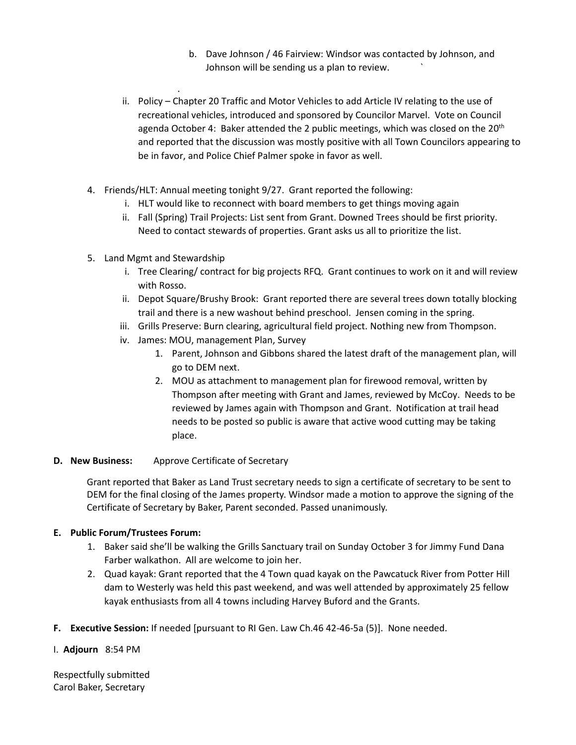b. Dave Johnson / 46 Fairview: Windsor was contacted by Johnson, and Johnson will be sending us a plan to review.

ii. Policy – Chapter 20 Traffic and Motor Vehicles to add Article IV relating to the use of recreational vehicles, introduced and sponsored by Councilor Marvel. Vote on Council agenda October 4: Baker attended the 2 public meetings, which was closed on the 20th and reported that the discussion was mostly positive with all Town Councilors appearing to be in favor, and Police Chief Palmer spoke in favor as well.

4. Friends/HLT: Annual meeting tonight 9/27. Grant reported the following:
   i. HLT would like to reconnect with board members to get things moving again
   ii. Fall (Spring) Trail Projects: List sent from Grant. Downed Trees should be first priority. Need to contact stewards of properties. Grant asks us all to prioritize the list.

5. Land Mgmt and Stewardship
   i. Tree Clearing/ contract for big projects RFQ. Grant continues to work on it and will review with Rosso.
   ii. Depot Square/Brushy Brook: Grant reported there are several trees down totally blocking trail and there is a new washout behind preschool. Jensen coming in the spring.
   iii. Grills Preserve: Burn clearing, agricultural field project. Nothing new from Thompson.
   iv. James: MOU, management Plan, Survey
      1. Parent, Johnson and Gibbons shared the latest draft of the management plan, will go to DEM next.
      2. MOU as attachment to management plan for firewood removal, written by Thompson after meeting with Grant and James, reviewed by McCoy. Needs to be reviewed by James again with Thompson and Grant. Notification at trail head needs to be posted so public is aware that active wood cutting may be taking place.

**D. New Business:** Approve Certificate of Secretary

Grant reported that Baker as Land Trust secretary needs to sign a certificate of secretary to be sent to DEM for the final closing of the James property. Windsor made a motion to approve the signing of the Certificate of Secretary by Baker, Parent seconded. Passed unanimously.

**E. Public Forum/Trustees Forum:**

1. Baker said she'll be walking the Grills Sanctuary trail on Sunday October 3 for Jimmy Fund Dana Farber walkathon. All are welcome to join her.
2. Quad kayak: Grant reported that the 4 Town quad kayak on the Pawcatuck River from Potter Hill dam to Westerly was held this past weekend, and was well attended by approximately 25 fellow kayak enthusiasts from all 4 towns including Harvey Buford and the Grants.

**F. Executive Session:** If needed [pursuant to RI Gen. Law Ch.46 42-46-5a (5)]. None needed.

I. **Adjourn** 8:54 PM

Respectfully submitted
Carol Baker, Secretary